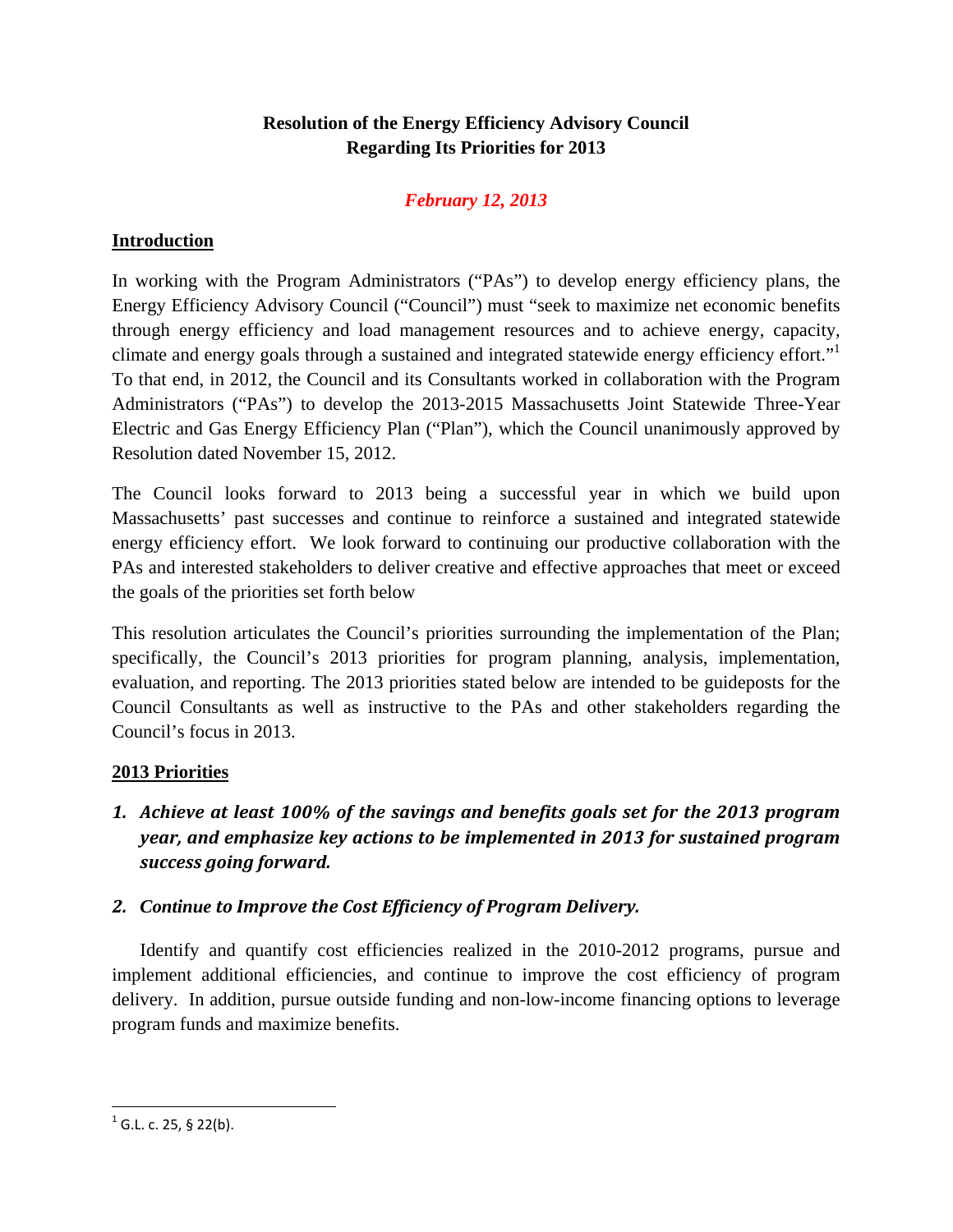# Resolution of the Energy Efficiency Advisory Council Regarding Its Priorities for 2013

*February 12, 2013*

## Introduction

In working with the Program Administrators ("PAs") to develop energy efficiency plans, the Energy Efficiency Advisory Council ("Council") must "seek to maximize net economic benefits through energy efficiency and load management resources and to achieve energy, capacity, climate and energy goals through a sustained and integrated statewide energy efficiency effort."[1] To that end, in 2012, the Council and its Consultants worked in collaboration with the Program Administrators ("PAs") to develop the 2013-2015 Massachusetts Joint Statewide Three-Year Electric and Gas Energy Efficiency Plan ("Plan"), which the Council unanimously approved by Resolution dated November 15, 2012.

The Council looks forward to 2013 being a successful year in which we build upon Massachusetts' past successes and continue to reinforce a sustained and integrated statewide energy efficiency effort. We look forward to continuing our productive collaboration with the PAs and interested stakeholders to deliver creative and effective approaches that meet or exceed the goals of the priorities set forth below

This resolution articulates the Council's priorities surrounding the implementation of the Plan; specifically, the Council's 2013 priorities for program planning, analysis, implementation, evaluation, and reporting. The 2013 priorities stated below are intended to be guideposts for the Council Consultants as well as instructive to the PAs and other stakeholders regarding the Council's focus in 2013.

## 2013 Priorities

1. ***Achieve at least 100% of the savings and benefits goals set for the 2013 program year, and emphasize key actions to be implemented in 2013 for sustained program success going forward.***

2. ***Continue to Improve the Cost Efficiency of Program Delivery.***

   Identify and quantify cost efficiencies realized in the 2010-2012 programs, pursue and implement additional efficiencies, and continue to improve the cost efficiency of program delivery. In addition, pursue outside funding and non-low-income financing options to leverage program funds and maximize benefits.

---

[1] G.L. c. 25, § 22(b).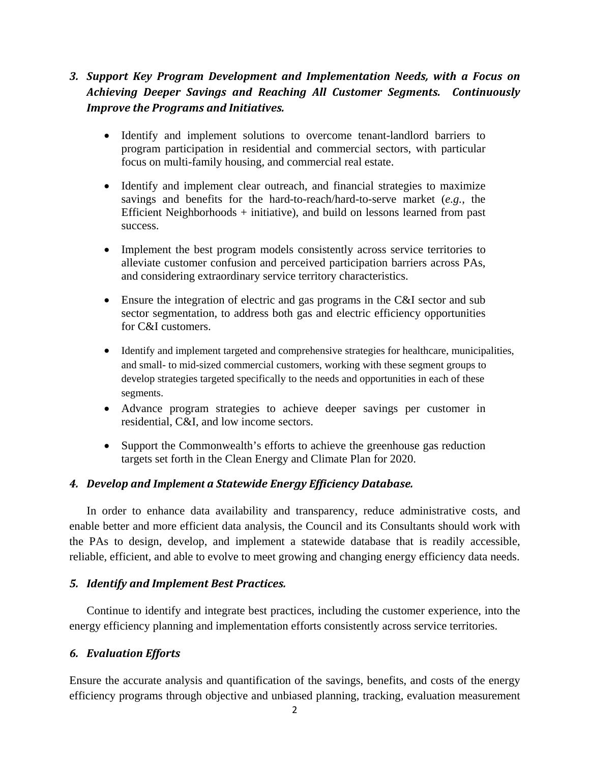### *3. Support Key Program Development and Implementation Needs, with a Focus on Achieving Deeper Savings and Reaching All Customer Segments. Continuously Improve the Programs and Initiatives.*

- Identify and implement solutions to overcome tenant-landlord barriers to program participation in residential and commercial sectors, with particular focus on multi-family housing, and commercial real estate.
- Identify and implement clear outreach, and financial strategies to maximize savings and benefits for the hard-to-reach/hard-to-serve market (*e.g.*, the Efficient Neighborhoods + initiative), and build on lessons learned from past success.
- Implement the best program models consistently across service territories to alleviate customer confusion and perceived participation barriers across PAs, and considering extraordinary service territory characteristics.
- Ensure the integration of electric and gas programs in the C&I sector and sub sector segmentation, to address both gas and electric efficiency opportunities for C&I customers.
- Identify and implement targeted and comprehensive strategies for healthcare, municipalities, and small- to mid-sized commercial customers, working with these segment groups to develop strategies targeted specifically to the needs and opportunities in each of these segments.
- Advance program strategies to achieve deeper savings per customer in residential, C&I, and low income sectors.
- Support the Commonwealth's efforts to achieve the greenhouse gas reduction targets set forth in the Clean Energy and Climate Plan for 2020.

### *4. Develop and Implement a Statewide Energy Efficiency Database.*

In order to enhance data availability and transparency, reduce administrative costs, and enable better and more efficient data analysis, the Council and its Consultants should work with the PAs to design, develop, and implement a statewide database that is readily accessible, reliable, efficient, and able to evolve to meet growing and changing energy efficiency data needs.

### *5. Identify and Implement Best Practices.*

Continue to identify and integrate best practices, including the customer experience, into the energy efficiency planning and implementation efforts consistently across service territories.

### *6. Evaluation Efforts*

Ensure the accurate analysis and quantification of the savings, benefits, and costs of the energy efficiency programs through objective and unbiased planning, tracking, evaluation measurement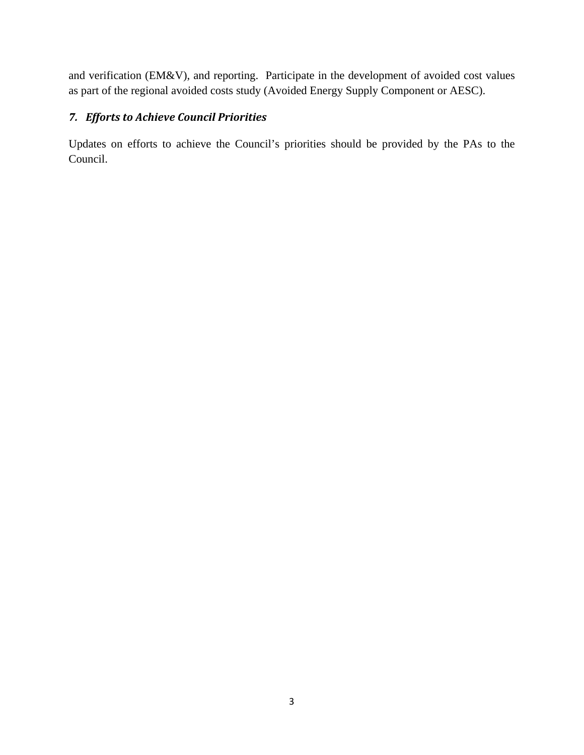and verification (EM&V), and reporting.  Participate in the development of avoided cost values as part of the regional avoided costs study (Avoided Energy Supply Component or AESC).

### *7. Efforts to Achieve Council Priorities*

Updates on efforts to achieve the Council's priorities should be provided by the PAs to the Council.